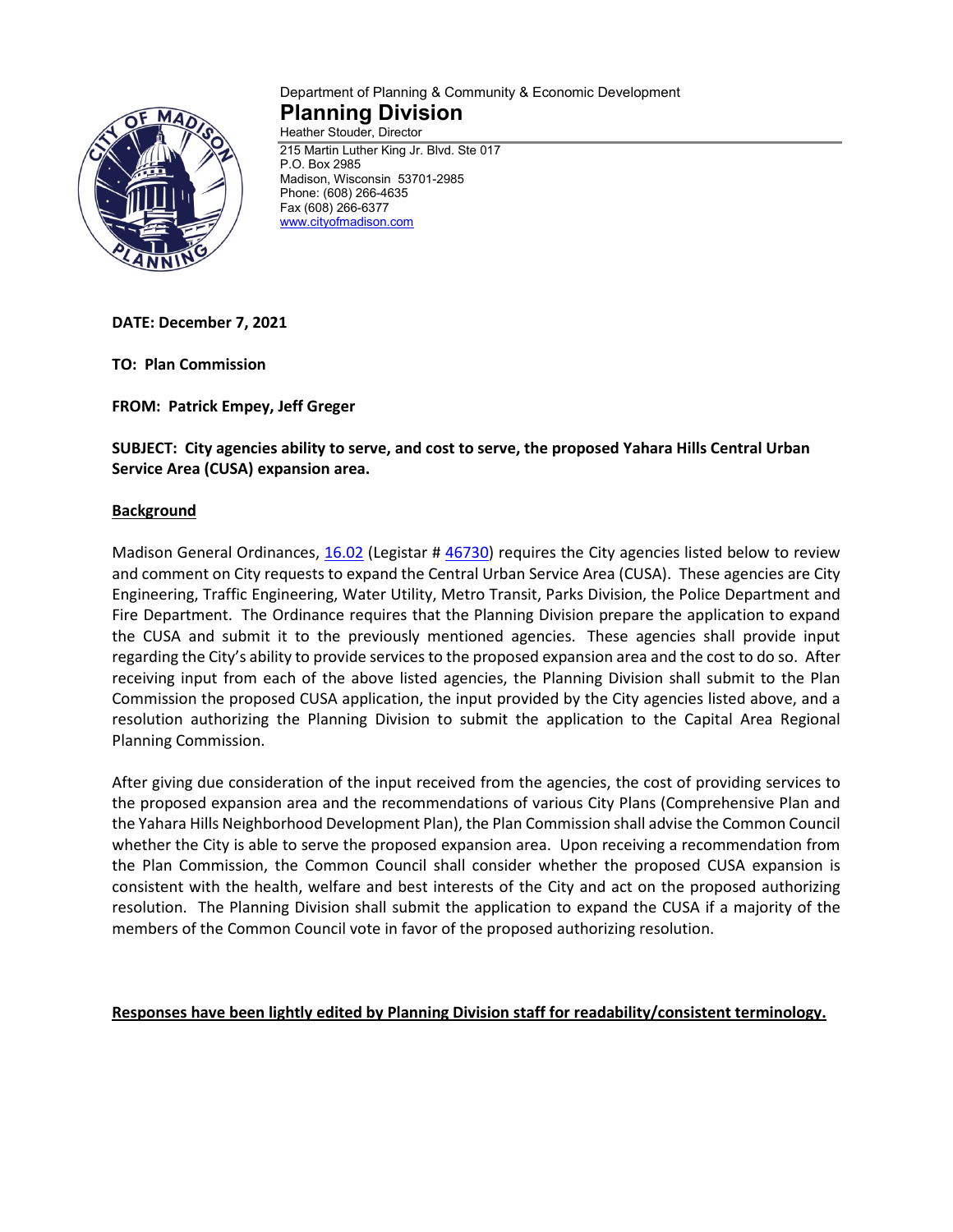Department of Planning & Community & Economic Development

# Planning Division

Heather Stouder, Director

215 Martin Luther King Jr. Blvd. Ste 017
P.O. Box 2985
Madison, Wisconsin 53701-2985
Phone: (608) 266-4635
Fax (608) 266-6377
www.cityofmadison.com

**DATE: December 7, 2021**

**TO: Plan Commission**

**FROM: Patrick Empey, Jeff Greger**

**SUBJECT: City agencies ability to serve, and cost to serve, the proposed Yahara Hills Central Urban Service Area (CUSA) expansion area.**

**<u>Background</u>**

Madison General Ordinances, 16.02 (Legistar # 46730) requires the City agencies listed below to review and comment on City requests to expand the Central Urban Service Area (CUSA). These agencies are City Engineering, Traffic Engineering, Water Utility, Metro Transit, Parks Division, the Police Department and Fire Department. The Ordinance requires that the Planning Division prepare the application to expand the CUSA and submit it to the previously mentioned agencies. These agencies shall provide input regarding the City's ability to provide services to the proposed expansion area and the cost to do so. After receiving input from each of the above listed agencies, the Planning Division shall submit to the Plan Commission the proposed CUSA application, the input provided by the City agencies listed above, and a resolution authorizing the Planning Division to submit the application to the Capital Area Regional Planning Commission.

After giving due consideration of the input received from the agencies, the cost of providing services to the proposed expansion area and the recommendations of various City Plans (Comprehensive Plan and the Yahara Hills Neighborhood Development Plan), the Plan Commission shall advise the Common Council whether the City is able to serve the proposed expansion area. Upon receiving a recommendation from the Plan Commission, the Common Council shall consider whether the proposed CUSA expansion is consistent with the health, welfare and best interests of the City and act on the proposed authorizing resolution. The Planning Division shall submit the application to expand the CUSA if a majority of the members of the Common Council vote in favor of the proposed authorizing resolution.

**<u>Responses have been lightly edited by Planning Division staff for readability/consistent terminology.</u>**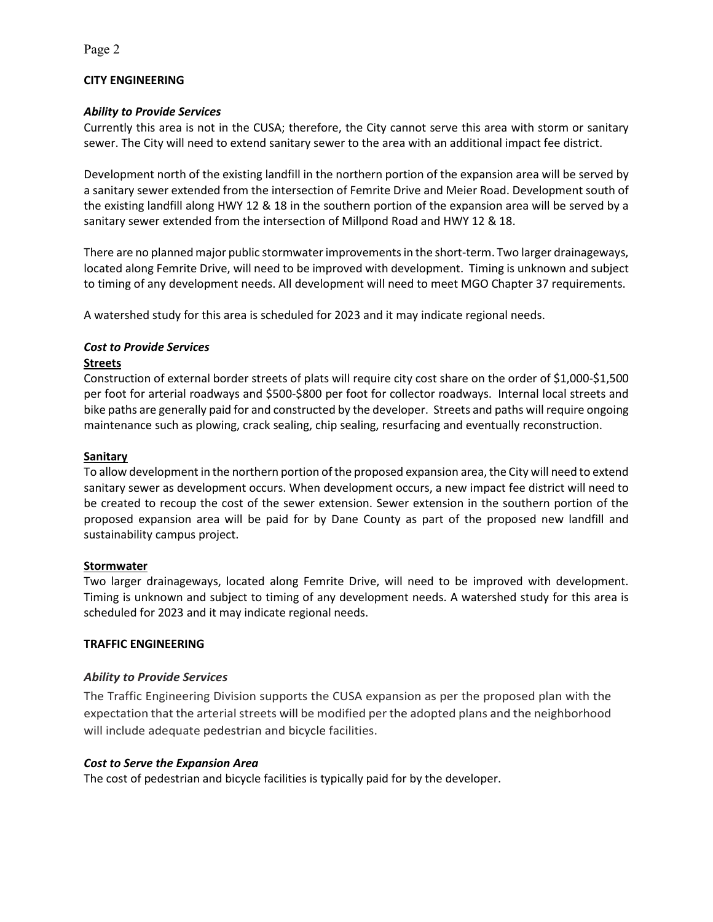## CITY ENGINEERING

### *Ability to Provide Services*

Currently this area is not in the CUSA; therefore, the City cannot serve this area with storm or sanitary sewer. The City will need to extend sanitary sewer to the area with an additional impact fee district.

Development north of the existing landfill in the northern portion of the expansion area will be served by a sanitary sewer extended from the intersection of Femrite Drive and Meier Road. Development south of the existing landfill along HWY 12 & 18 in the southern portion of the expansion area will be served by a sanitary sewer extended from the intersection of Millpond Road and HWY 12 & 18.

There are no planned major public stormwater improvements in the short-term. Two larger drainageways, located along Femrite Drive, will need to be improved with development. Timing is unknown and subject to timing of any development needs. All development will need to meet MGO Chapter 37 requirements.

A watershed study for this area is scheduled for 2023 and it may indicate regional needs.

### *Cost to Provide Services*

**<u>Streets</u>**

Construction of external border streets of plats will require city cost share on the order of $1,000-$1,500 per foot for arterial roadways and $500-$800 per foot for collector roadways. Internal local streets and bike paths are generally paid for and constructed by the developer. Streets and paths will require ongoing maintenance such as plowing, crack sealing, chip sealing, resurfacing and eventually reconstruction.

**<u>Sanitary</u>**

To allow development in the northern portion of the proposed expansion area, the City will need to extend sanitary sewer as development occurs. When development occurs, a new impact fee district will need to be created to recoup the cost of the sewer extension. Sewer extension in the southern portion of the proposed expansion area will be paid for by Dane County as part of the proposed new landfill and sustainability campus project.

**<u>Stormwater</u>**

Two larger drainageways, located along Femrite Drive, will need to be improved with development. Timing is unknown and subject to timing of any development needs. A watershed study for this area is scheduled for 2023 and it may indicate regional needs.

## TRAFFIC ENGINEERING

### *Ability to Provide Services*

The Traffic Engineering Division supports the CUSA expansion as per the proposed plan with the expectation that the arterial streets will be modified per the adopted plans and the neighborhood will include adequate pedestrian and bicycle facilities.

### *Cost to Serve the Expansion Area*

The cost of pedestrian and bicycle facilities is typically paid for by the developer.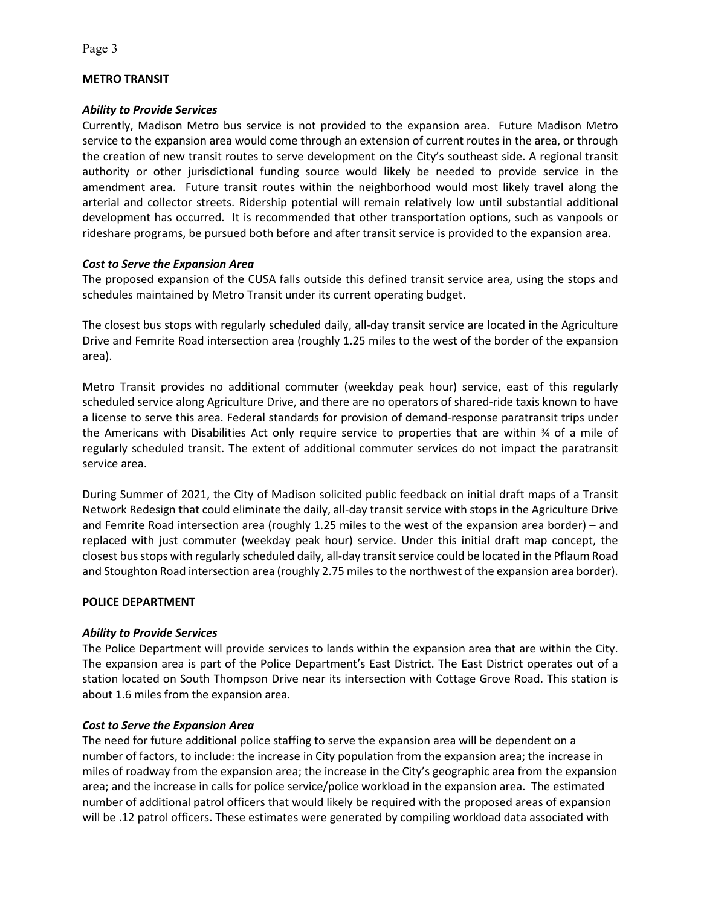## METRO TRANSIT

### *Ability to Provide Services*

Currently, Madison Metro bus service is not provided to the expansion area. Future Madison Metro service to the expansion area would come through an extension of current routes in the area, or through the creation of new transit routes to serve development on the City's southeast side. A regional transit authority or other jurisdictional funding source would likely be needed to provide service in the amendment area. Future transit routes within the neighborhood would most likely travel along the arterial and collector streets. Ridership potential will remain relatively low until substantial additional development has occurred. It is recommended that other transportation options, such as vanpools or rideshare programs, be pursued both before and after transit service is provided to the expansion area.

### *Cost to Serve the Expansion Area*

The proposed expansion of the CUSA falls outside this defined transit service area, using the stops and schedules maintained by Metro Transit under its current operating budget.

The closest bus stops with regularly scheduled daily, all-day transit service are located in the Agriculture Drive and Femrite Road intersection area (roughly 1.25 miles to the west of the border of the expansion area).

Metro Transit provides no additional commuter (weekday peak hour) service, east of this regularly scheduled service along Agriculture Drive, and there are no operators of shared-ride taxis known to have a license to serve this area. Federal standards for provision of demand-response paratransit trips under the Americans with Disabilities Act only require service to properties that are within ¾ of a mile of regularly scheduled transit. The extent of additional commuter services do not impact the paratransit service area.

During Summer of 2021, the City of Madison solicited public feedback on initial draft maps of a Transit Network Redesign that could eliminate the daily, all-day transit service with stops in the Agriculture Drive and Femrite Road intersection area (roughly 1.25 miles to the west of the expansion area border) – and replaced with just commuter (weekday peak hour) service. Under this initial draft map concept, the closest bus stops with regularly scheduled daily, all-day transit service could be located in the Pflaum Road and Stoughton Road intersection area (roughly 2.75 miles to the northwest of the expansion area border).

## POLICE DEPARTMENT

### *Ability to Provide Services*

The Police Department will provide services to lands within the expansion area that are within the City. The expansion area is part of the Police Department's East District. The East District operates out of a station located on South Thompson Drive near its intersection with Cottage Grove Road. This station is about 1.6 miles from the expansion area.

### *Cost to Serve the Expansion Area*

The need for future additional police staffing to serve the expansion area will be dependent on a number of factors, to include: the increase in City population from the expansion area; the increase in miles of roadway from the expansion area; the increase in the City's geographic area from the expansion area; and the increase in calls for police service/police workload in the expansion area. The estimated number of additional patrol officers that would likely be required with the proposed areas of expansion will be .12 patrol officers. These estimates were generated by compiling workload data associated with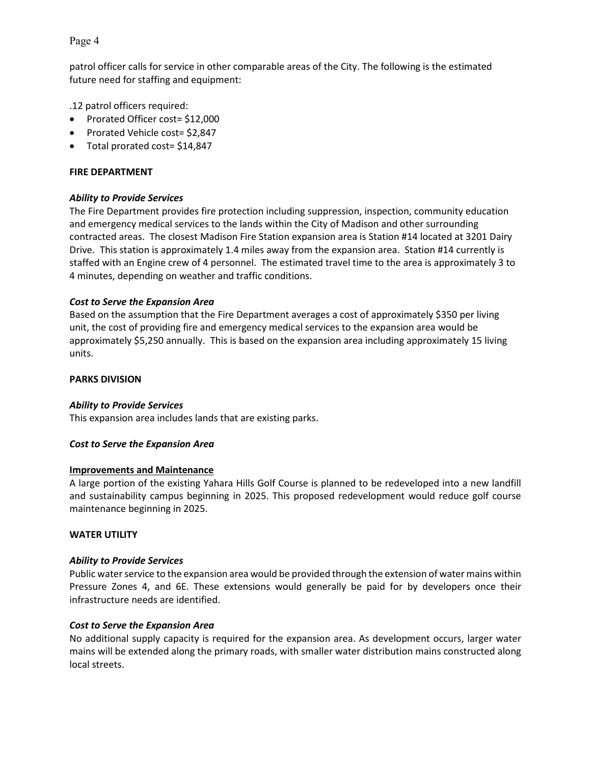patrol officer calls for service in other comparable areas of the City. The following is the estimated future need for staffing and equipment:

.12 patrol officers required:

- Prorated Officer cost= $12,000
- Prorated Vehicle cost= $2,847
- Total prorated cost= $14,847

**FIRE DEPARTMENT**

***Ability to Provide Services***

The Fire Department provides fire protection including suppression, inspection, community education and emergency medical services to the lands within the City of Madison and other surrounding contracted areas. The closest Madison Fire Station expansion area is Station #14 located at 3201 Dairy Drive. This station is approximately 1.4 miles away from the expansion area. Station #14 currently is staffed with an Engine crew of 4 personnel. The estimated travel time to the area is approximately 3 to 4 minutes, depending on weather and traffic conditions.

***Cost to Serve the Expansion Area***

Based on the assumption that the Fire Department averages a cost of approximately $350 per living unit, the cost of providing fire and emergency medical services to the expansion area would be approximately $5,250 annually. This is based on the expansion area including approximately 15 living units.

**PARKS DIVISION**

***Ability to Provide Services***

This expansion area includes lands that are existing parks.

***Cost to Serve the Expansion Area***

**Improvements and Maintenance**

A large portion of the existing Yahara Hills Golf Course is planned to be redeveloped into a new landfill and sustainability campus beginning in 2025. This proposed redevelopment would reduce golf course maintenance beginning in 2025.

**WATER UTILITY**

***Ability to Provide Services***

Public water service to the expansion area would be provided through the extension of water mains within Pressure Zones 4, and 6E. These extensions would generally be paid for by developers once their infrastructure needs are identified.

***Cost to Serve the Expansion Area***

No additional supply capacity is required for the expansion area. As development occurs, larger water mains will be extended along the primary roads, with smaller water distribution mains constructed along local streets.